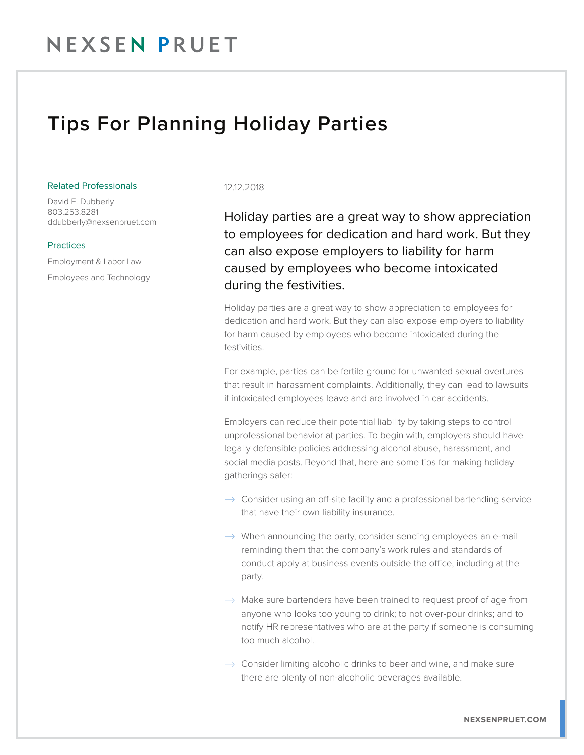# Tips For Planning Holiday Parties

**Related Professionals**

David E. Dubberly
803.253.8281
ddubberly@nexsenpruet.com

**Practices**

Employment & Labor Law

Employees and Technology

12.12.2018

Holiday parties are a great way to show appreciation to employees for dedication and hard work. But they can also expose employers to liability for harm caused by employees who become intoxicated during the festivities.

Holiday parties are a great way to show appreciation to employees for dedication and hard work. But they can also expose employers to liability for harm caused by employees who become intoxicated during the festivities.

For example, parties can be fertile ground for unwanted sexual overtures that result in harassment complaints. Additionally, they can lead to lawsuits if intoxicated employees leave and are involved in car accidents.

Employers can reduce their potential liability by taking steps to control unprofessional behavior at parties. To begin with, employers should have legally defensible policies addressing alcohol abuse, harassment, and social media posts. Beyond that, here are some tips for making holiday gatherings safer:

- Consider using an off-site facility and a professional bartending service that have their own liability insurance.
- When announcing the party, consider sending employees an e-mail reminding them that the company's work rules and standards of conduct apply at business events outside the office, including at the party.
- Make sure bartenders have been trained to request proof of age from anyone who looks too young to drink; to not over-pour drinks; and to notify HR representatives who are at the party if someone is consuming too much alcohol.
- Consider limiting alcoholic drinks to beer and wine, and make sure there are plenty of non-alcoholic beverages available.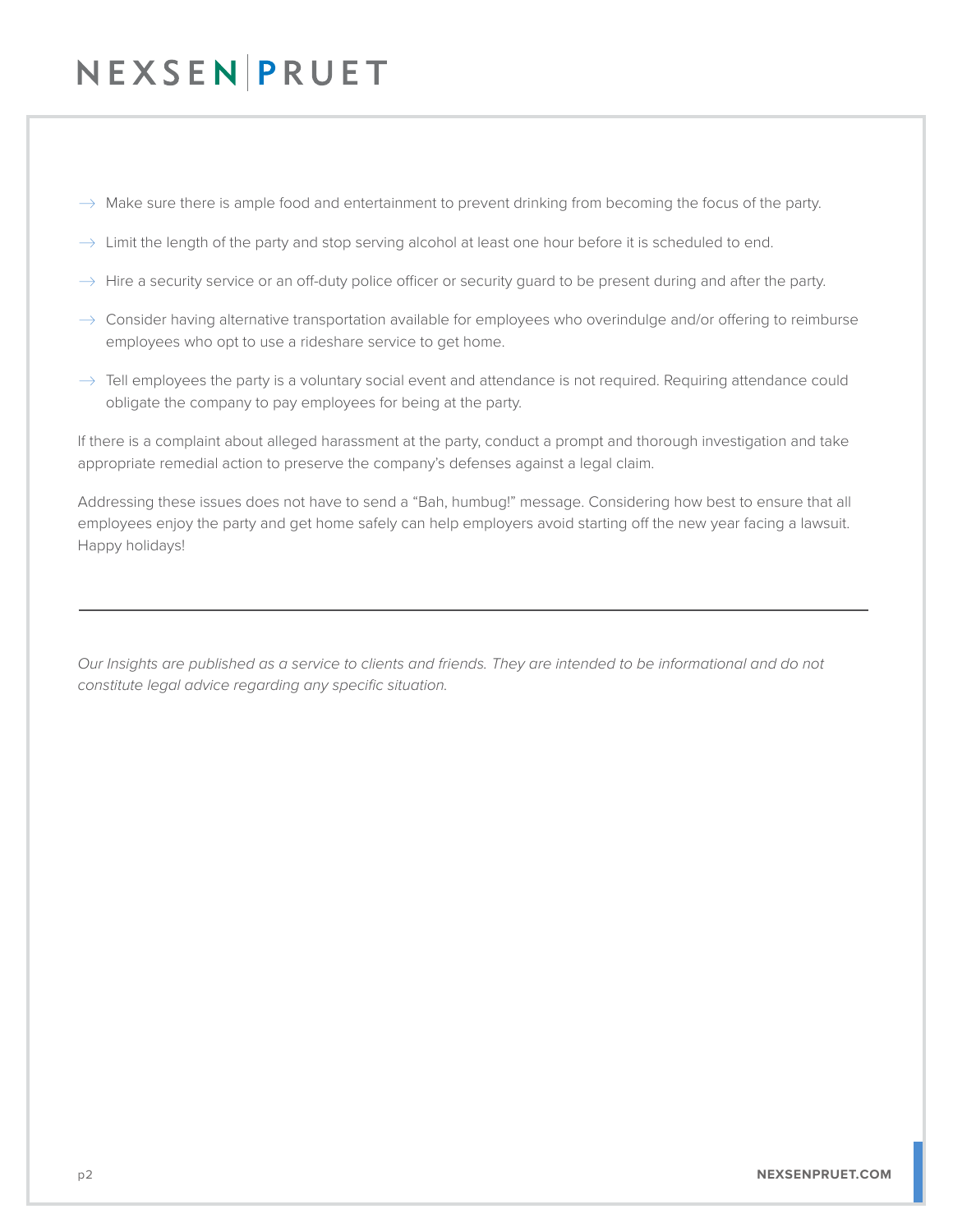- Make sure there is ample food and entertainment to prevent drinking from becoming the focus of the party.
- Limit the length of the party and stop serving alcohol at least one hour before it is scheduled to end.
- Hire a security service or an off-duty police officer or security guard to be present during and after the party.
- Consider having alternative transportation available for employees who overindulge and/or offering to reimburse employees who opt to use a rideshare service to get home.
- Tell employees the party is a voluntary social event and attendance is not required. Requiring attendance could obligate the company to pay employees for being at the party.

If there is a complaint about alleged harassment at the party, conduct a prompt and thorough investigation and take appropriate remedial action to preserve the company's defenses against a legal claim.

Addressing these issues does not have to send a "Bah, humbug!" message. Considering how best to ensure that all employees enjoy the party and get home safely can help employers avoid starting off the new year facing a lawsuit. Happy holidays!

---

*Our Insights are published as a service to clients and friends. They are intended to be informational and do not constitute legal advice regarding any specific situation.*